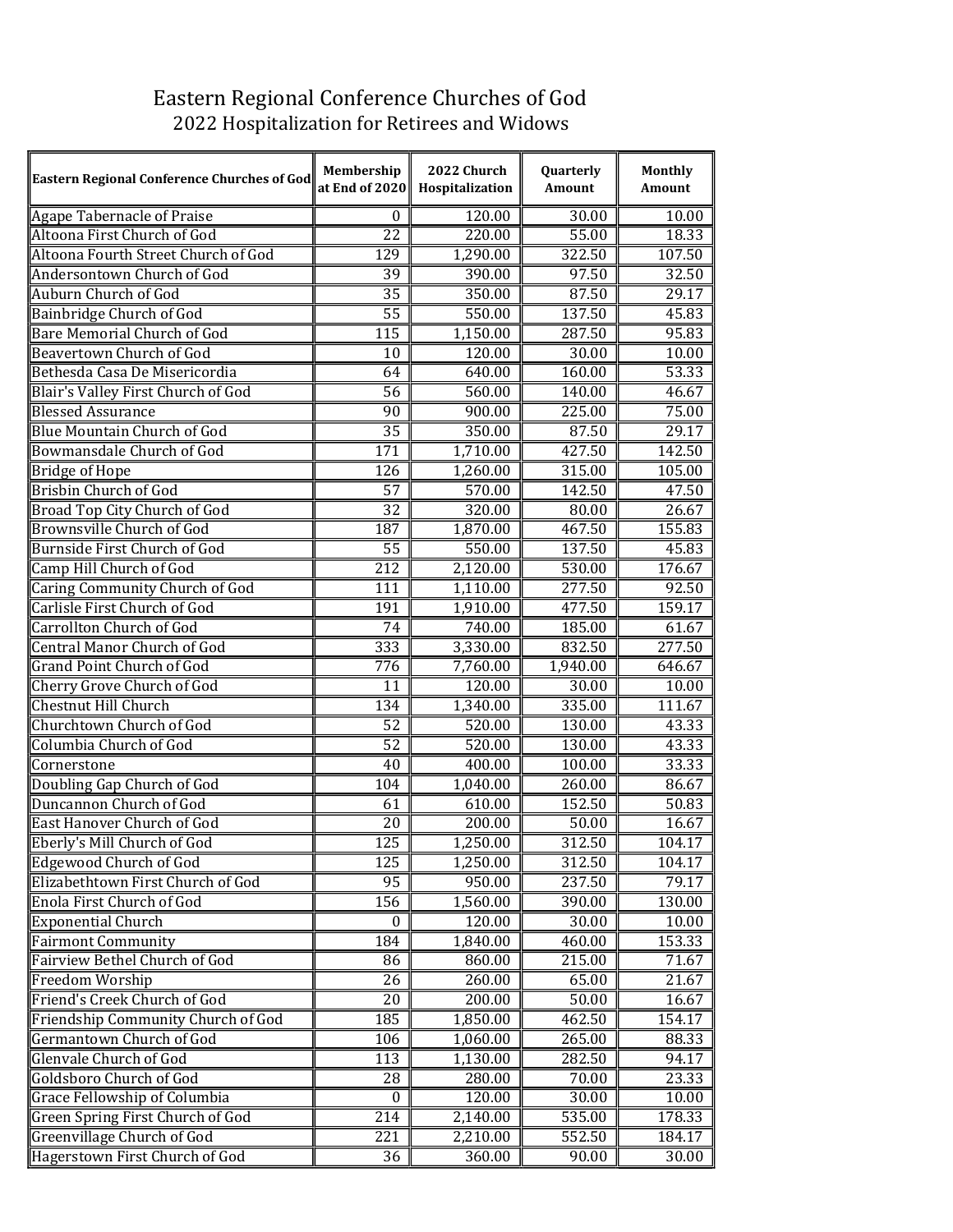# Eastern Regional Conference Churches of God

## 2022 Hospitalization for Retirees and Widows

| Eastern Regional Conference Churches of God | Membership at End of 2020 | 2022 Church Hospitalization | Quarterly Amount | Monthly Amount |
|---|---|---|---|---|
| Agape Tabernacle of Praise | 0 | 120.00 | 30.00 | 10.00 |
| Altoona First Church of God | 22 | 220.00 | 55.00 | 18.33 |
| Altoona Fourth Street Church of God | 129 | 1,290.00 | 322.50 | 107.50 |
| Andersontown Church of God | 39 | 390.00 | 97.50 | 32.50 |
| Auburn Church of God | 35 | 350.00 | 87.50 | 29.17 |
| Bainbridge Church of God | 55 | 550.00 | 137.50 | 45.83 |
| Bare Memorial Church of God | 115 | 1,150.00 | 287.50 | 95.83 |
| Beavertown Church of God | 10 | 120.00 | 30.00 | 10.00 |
| Bethesda Casa De Misericordia | 64 | 640.00 | 160.00 | 53.33 |
| Blair's Valley First Church of God | 56 | 560.00 | 140.00 | 46.67 |
| Blessed Assurance | 90 | 900.00 | 225.00 | 75.00 |
| Blue Mountain Church of God | 35 | 350.00 | 87.50 | 29.17 |
| Bowmansdale Church of God | 171 | 1,710.00 | 427.50 | 142.50 |
| Bridge of Hope | 126 | 1,260.00 | 315.00 | 105.00 |
| Brisbin Church of God | 57 | 570.00 | 142.50 | 47.50 |
| Broad Top City Church of God | 32 | 320.00 | 80.00 | 26.67 |
| Brownsville Church of God | 187 | 1,870.00 | 467.50 | 155.83 |
| Burnside First Church of God | 55 | 550.00 | 137.50 | 45.83 |
| Camp Hill Church of God | 212 | 2,120.00 | 530.00 | 176.67 |
| Caring Community Church of God | 111 | 1,110.00 | 277.50 | 92.50 |
| Carlisle First Church of God | 191 | 1,910.00 | 477.50 | 159.17 |
| Carrollton Church of God | 74 | 740.00 | 185.00 | 61.67 |
| Central Manor Church of God | 333 | 3,330.00 | 832.50 | 277.50 |
| Grand Point Church of God | 776 | 7,760.00 | 1,940.00 | 646.67 |
| Cherry Grove Church of God | 11 | 120.00 | 30.00 | 10.00 |
| Chestnut Hill Church | 134 | 1,340.00 | 335.00 | 111.67 |
| Churchtown Church of God | 52 | 520.00 | 130.00 | 43.33 |
| Columbia Church of God | 52 | 520.00 | 130.00 | 43.33 |
| Cornerstone | 40 | 400.00 | 100.00 | 33.33 |
| Doubling Gap Church of God | 104 | 1,040.00 | 260.00 | 86.67 |
| Duncannon Church of God | 61 | 610.00 | 152.50 | 50.83 |
| East Hanover Church of God | 20 | 200.00 | 50.00 | 16.67 |
| Eberly's Mill Church of God | 125 | 1,250.00 | 312.50 | 104.17 |
| Edgewood Church of God | 125 | 1,250.00 | 312.50 | 104.17 |
| Elizabethtown First Church of God | 95 | 950.00 | 237.50 | 79.17 |
| Enola First Church of God | 156 | 1,560.00 | 390.00 | 130.00 |
| Exponential Church | 0 | 120.00 | 30.00 | 10.00 |
| Fairmont Community | 184 | 1,840.00 | 460.00 | 153.33 |
| Fairview Bethel Church of God | 86 | 860.00 | 215.00 | 71.67 |
| Freedom Worship | 26 | 260.00 | 65.00 | 21.67 |
| Friend's Creek Church of God | 20 | 200.00 | 50.00 | 16.67 |
| Friendship Community Church of God | 185 | 1,850.00 | 462.50 | 154.17 |
| Germantown Church of God | 106 | 1,060.00 | 265.00 | 88.33 |
| Glenvale Church of God | 113 | 1,130.00 | 282.50 | 94.17 |
| Goldsboro Church of God | 28 | 280.00 | 70.00 | 23.33 |
| Grace Fellowship of Columbia | 0 | 120.00 | 30.00 | 10.00 |
| Green Spring First Church of God | 214 | 2,140.00 | 535.00 | 178.33 |
| Greenvillage Church of God | 221 | 2,210.00 | 552.50 | 184.17 |
| Hagerstown First Church of God | 36 | 360.00 | 90.00 | 30.00 |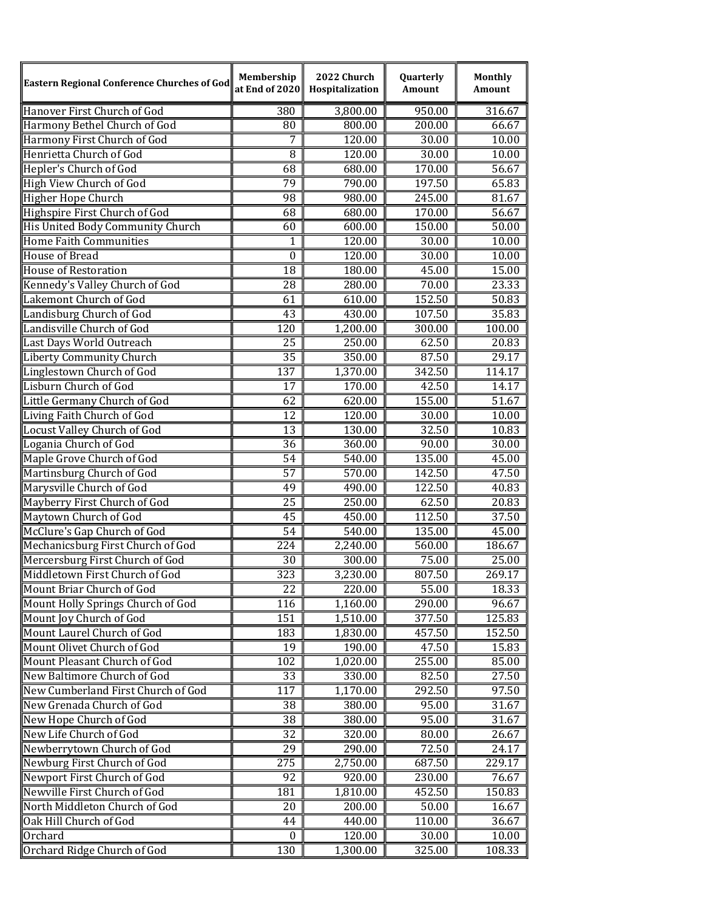| Eastern Regional Conference Churches of God | Membership at End of 2020 | 2022 Church Hospitalization | Quarterly Amount | Monthly Amount |
|---|---|---|---|---|
| Hanover First Church of God | 380 | 3,800.00 | 950.00 | 316.67 |
| Harmony Bethel Church of God | 80 | 800.00 | 200.00 | 66.67 |
| Harmony First Church of God | 7 | 120.00 | 30.00 | 10.00 |
| Henrietta Church of God | 8 | 120.00 | 30.00 | 10.00 |
| Hepler's Church of God | 68 | 680.00 | 170.00 | 56.67 |
| High View Church of God | 79 | 790.00 | 197.50 | 65.83 |
| Higher Hope Church | 98 | 980.00 | 245.00 | 81.67 |
| Highspire First Church of God | 68 | 680.00 | 170.00 | 56.67 |
| His United Body Community Church | 60 | 600.00 | 150.00 | 50.00 |
| Home Faith Communities | 1 | 120.00 | 30.00 | 10.00 |
| House of Bread | 0 | 120.00 | 30.00 | 10.00 |
| House of Restoration | 18 | 180.00 | 45.00 | 15.00 |
| Kennedy's Valley Church of God | 28 | 280.00 | 70.00 | 23.33 |
| Lakemont Church of God | 61 | 610.00 | 152.50 | 50.83 |
| Landisburg Church of God | 43 | 430.00 | 107.50 | 35.83 |
| Landisville Church of God | 120 | 1,200.00 | 300.00 | 100.00 |
| Last Days World Outreach | 25 | 250.00 | 62.50 | 20.83 |
| Liberty Community Church | 35 | 350.00 | 87.50 | 29.17 |
| Linglestown Church of God | 137 | 1,370.00 | 342.50 | 114.17 |
| Lisburn Church of God | 17 | 170.00 | 42.50 | 14.17 |
| Little Germany Church of God | 62 | 620.00 | 155.00 | 51.67 |
| Living Faith Church of God | 12 | 120.00 | 30.00 | 10.00 |
| Locust Valley Church of God | 13 | 130.00 | 32.50 | 10.83 |
| Logania Church of God | 36 | 360.00 | 90.00 | 30.00 |
| Maple Grove Church of God | 54 | 540.00 | 135.00 | 45.00 |
| Martinsburg Church of God | 57 | 570.00 | 142.50 | 47.50 |
| Marysville Church of God | 49 | 490.00 | 122.50 | 40.83 |
| Mayberry First Church of God | 25 | 250.00 | 62.50 | 20.83 |
| Maytown Church of God | 45 | 450.00 | 112.50 | 37.50 |
| McClure's Gap Church of God | 54 | 540.00 | 135.00 | 45.00 |
| Mechanicsburg First Church of God | 224 | 2,240.00 | 560.00 | 186.67 |
| Mercersburg First Church of God | 30 | 300.00 | 75.00 | 25.00 |
| Middletown First Church of God | 323 | 3,230.00 | 807.50 | 269.17 |
| Mount Briar Church of God | 22 | 220.00 | 55.00 | 18.33 |
| Mount Holly Springs Church of God | 116 | 1,160.00 | 290.00 | 96.67 |
| Mount Joy Church of God | 151 | 1,510.00 | 377.50 | 125.83 |
| Mount Laurel Church of God | 183 | 1,830.00 | 457.50 | 152.50 |
| Mount Olivet Church of God | 19 | 190.00 | 47.50 | 15.83 |
| Mount Pleasant Church of God | 102 | 1,020.00 | 255.00 | 85.00 |
| New Baltimore Church of God | 33 | 330.00 | 82.50 | 27.50 |
| New Cumberland First Church of God | 117 | 1,170.00 | 292.50 | 97.50 |
| New Grenada Church of God | 38 | 380.00 | 95.00 | 31.67 |
| New Hope Church of God | 38 | 380.00 | 95.00 | 31.67 |
| New Life Church of God | 32 | 320.00 | 80.00 | 26.67 |
| Newberrytown Church of God | 29 | 290.00 | 72.50 | 24.17 |
| Newburg First Church of God | 275 | 2,750.00 | 687.50 | 229.17 |
| Newport First Church of God | 92 | 920.00 | 230.00 | 76.67 |
| Newville First Church of God | 181 | 1,810.00 | 452.50 | 150.83 |
| North Middleton Church of God | 20 | 200.00 | 50.00 | 16.67 |
| Oak Hill Church of God | 44 | 440.00 | 110.00 | 36.67 |
| Orchard | 0 | 120.00 | 30.00 | 10.00 |
| Orchard Ridge Church of God | 130 | 1,300.00 | 325.00 | 108.33 |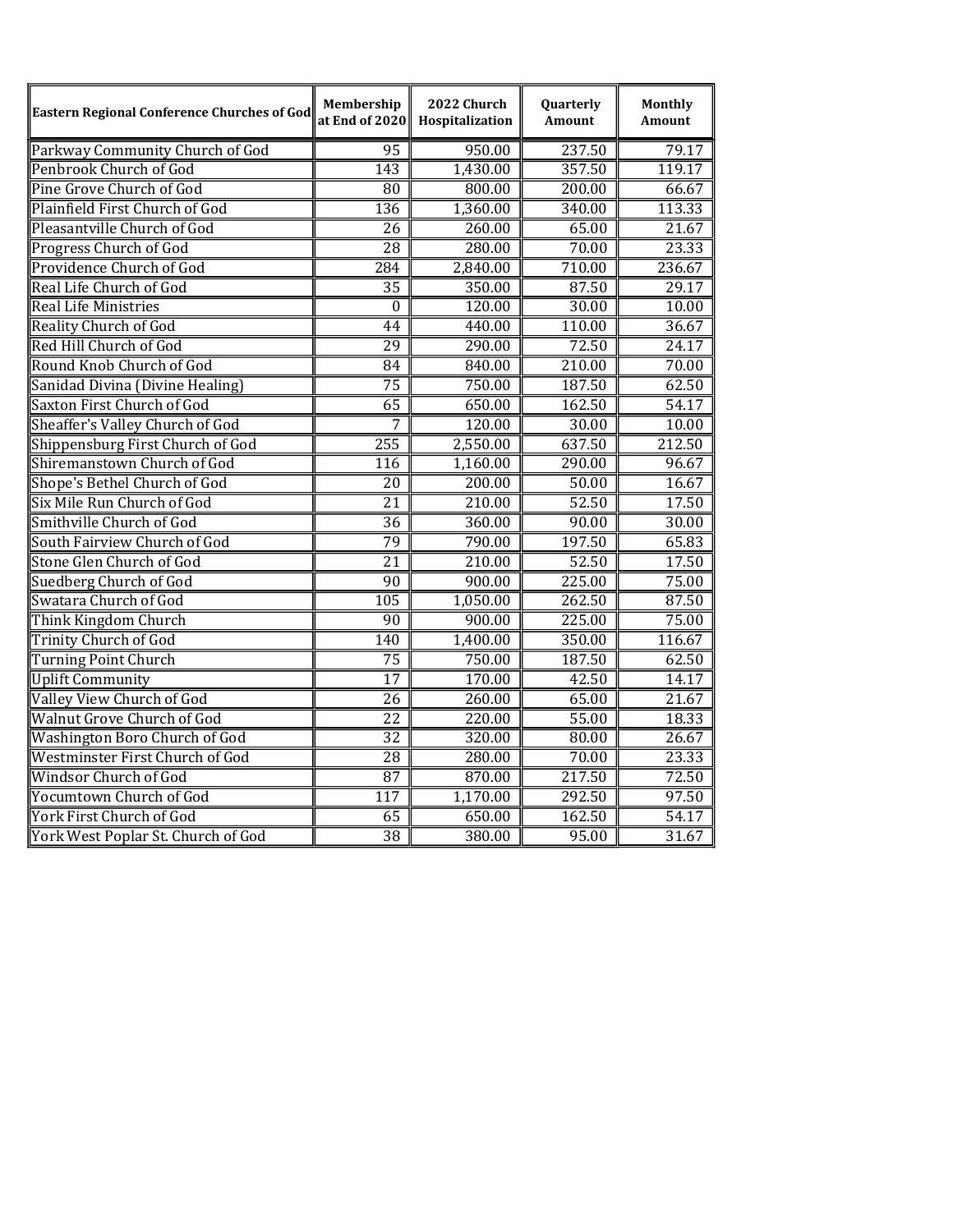| Eastern Regional Conference Churches of God | Membership at End of 2020 | 2022 Church Hospitalization | Quarterly Amount | Monthly Amount |
|---|---|---|---|---|
| Parkway Community Church of God | 95 | 950.00 | 237.50 | 79.17 |
| Penbrook Church of God | 143 | 1,430.00 | 357.50 | 119.17 |
| Pine Grove Church of God | 80 | 800.00 | 200.00 | 66.67 |
| Plainfield First Church of God | 136 | 1,360.00 | 340.00 | 113.33 |
| Pleasantville Church of God | 26 | 260.00 | 65.00 | 21.67 |
| Progress Church of God | 28 | 280.00 | 70.00 | 23.33 |
| Providence Church of God | 284 | 2,840.00 | 710.00 | 236.67 |
| Real Life Church of God | 35 | 350.00 | 87.50 | 29.17 |
| Real Life Ministries | 0 | 120.00 | 30.00 | 10.00 |
| Reality Church of God | 44 | 440.00 | 110.00 | 36.67 |
| Red Hill Church of God | 29 | 290.00 | 72.50 | 24.17 |
| Round Knob Church of God | 84 | 840.00 | 210.00 | 70.00 |
| Sanidad Divina (Divine Healing) | 75 | 750.00 | 187.50 | 62.50 |
| Saxton First Church of God | 65 | 650.00 | 162.50 | 54.17 |
| Sheaffer's Valley Church of God | 7 | 120.00 | 30.00 | 10.00 |
| Shippensburg First Church of God | 255 | 2,550.00 | 637.50 | 212.50 |
| Shiremanstown Church of God | 116 | 1,160.00 | 290.00 | 96.67 |
| Shope's Bethel Church of God | 20 | 200.00 | 50.00 | 16.67 |
| Six Mile Run Church of God | 21 | 210.00 | 52.50 | 17.50 |
| Smithville Church of God | 36 | 360.00 | 90.00 | 30.00 |
| South Fairview Church of God | 79 | 790.00 | 197.50 | 65.83 |
| Stone Glen Church of God | 21 | 210.00 | 52.50 | 17.50 |
| Suedberg Church of God | 90 | 900.00 | 225.00 | 75.00 |
| Swatara Church of God | 105 | 1,050.00 | 262.50 | 87.50 |
| Think Kingdom Church | 90 | 900.00 | 225.00 | 75.00 |
| Trinity Church of God | 140 | 1,400.00 | 350.00 | 116.67 |
| Turning Point Church | 75 | 750.00 | 187.50 | 62.50 |
| Uplift Community | 17 | 170.00 | 42.50 | 14.17 |
| Valley View Church of God | 26 | 260.00 | 65.00 | 21.67 |
| Walnut Grove Church of God | 22 | 220.00 | 55.00 | 18.33 |
| Washington Boro Church of God | 32 | 320.00 | 80.00 | 26.67 |
| Westminster First Church of God | 28 | 280.00 | 70.00 | 23.33 |
| Windsor Church of God | 87 | 870.00 | 217.50 | 72.50 |
| Yocumtown Church of God | 117 | 1,170.00 | 292.50 | 97.50 |
| York First Church of God | 65 | 650.00 | 162.50 | 54.17 |
| York West Poplar St. Church of God | 38 | 380.00 | 95.00 | 31.67 |